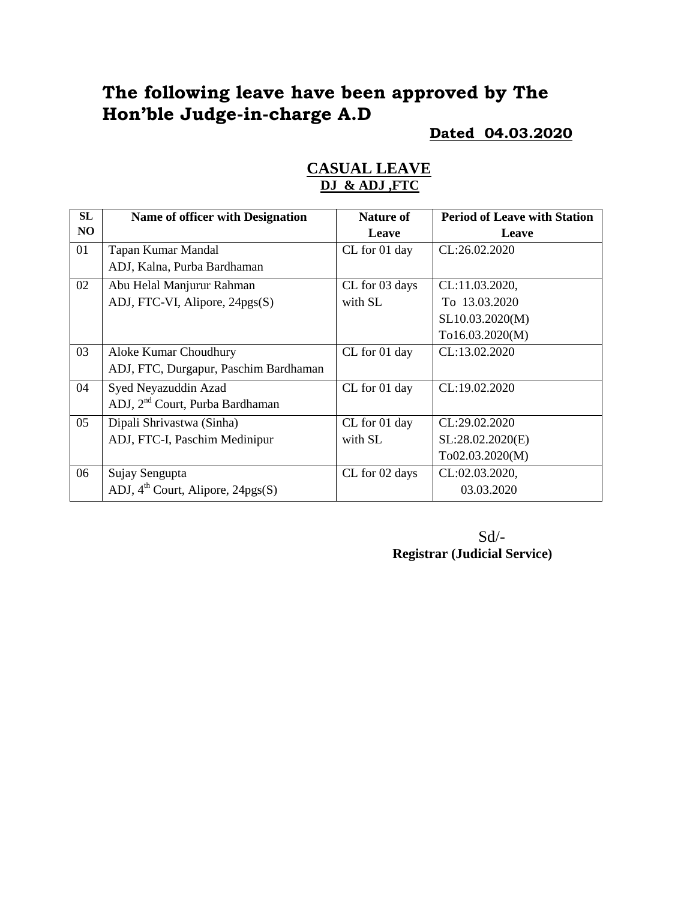# The following leave have been approved by The Hon'ble Judge-in-charge A.D

**Dated 04.03.2020**

## CASUAL LEAVE

### DJ & ADJ ,FTC

| SL NO | Name of officer with Designation | Nature of Leave | Period of Leave with Station Leave |
|---|---|---|---|
| 01 | Tapan Kumar Mandal<br>ADJ, Kalna, Purba Bardhaman | CL for 01 day | CL:26.02.2020 |
| 02 | Abu Helal Manjurur Rahman<br>ADJ, FTC-VI, Alipore, 24pgs(S) | CL for 03 days with SL | CL:11.03.2020,<br>To 13.03.2020<br>SL10.03.2020(M)<br>To16.03.2020(M) |
| 03 | Aloke Kumar Choudhury<br>ADJ, FTC, Durgapur, Paschim Bardhaman | CL for 01 day | CL:13.02.2020 |
| 04 | Syed Neyazuddin Azad<br>ADJ, 2nd Court, Purba Bardhaman | CL for 01 day | CL:19.02.2020 |
| 05 | Dipali Shrivastwa (Sinha)<br>ADJ, FTC-I, Paschim Medinipur | CL for 01 day with SL | CL:29.02.2020<br>SL:28.02.2020(E)<br>To02.03.2020(M) |
| 06 | Sujay Sengupta<br>ADJ, 4th Court, Alipore, 24pgs(S) | CL for 02 days | CL:02.03.2020,<br>03.03.2020 |

Sd/-

**Registrar (Judicial Service)**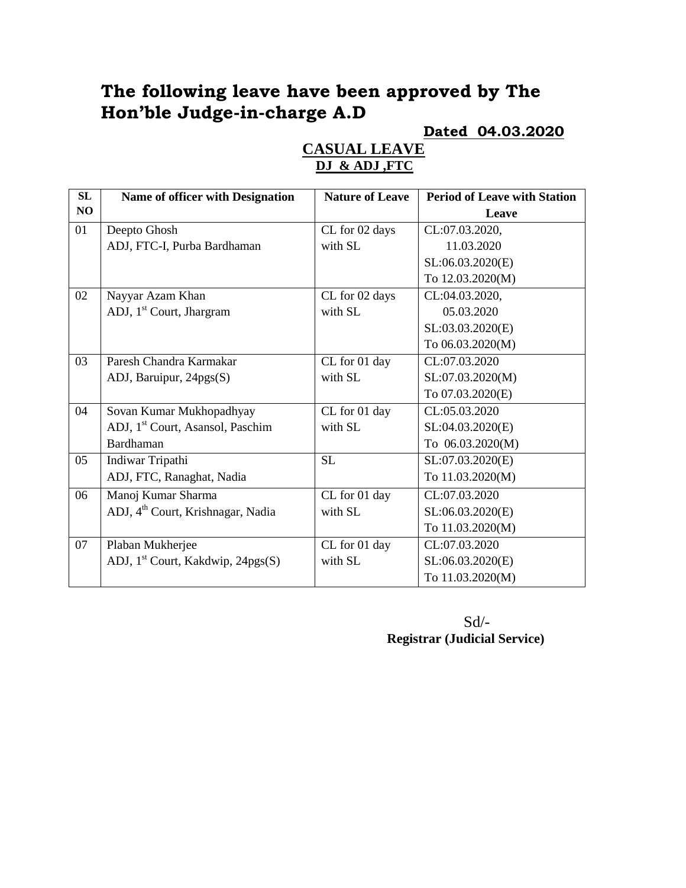# The following leave have been approved by The Hon'ble Judge-in-charge A.D

**Dated 04.03.2020**

## CASUAL LEAVE

**DJ & ADJ ,FTC**

| SL NO | Name of officer with Designation | Nature of Leave | Period of Leave with Station Leave |
|---|---|---|---|
| 01 | Deepto Ghosh<br>ADJ, FTC-I, Purba Bardhaman | CL for 02 days with SL | CL:07.03.2020, 11.03.2020<br>SL:06.03.2020(E)<br>To 12.03.2020(M) |
| 02 | Nayyar Azam Khan<br>ADJ, 1st Court, Jhargram | CL for 02 days with SL | CL:04.03.2020, 05.03.2020<br>SL:03.03.2020(E)<br>To 06.03.2020(M) |
| 03 | Paresh Chandra Karmakar<br>ADJ, Baruipur, 24pgs(S) | CL for 01 day with SL | CL:07.03.2020<br>SL:07.03.2020(M)<br>To 07.03.2020(E) |
| 04 | Sovan Kumar Mukhopadhyay<br>ADJ, 1st Court, Asansol, Paschim Bardhaman | CL for 01 day with SL | CL:05.03.2020<br>SL:04.03.2020(E)<br>To 06.03.2020(M) |
| 05 | Indiwar Tripathi<br>ADJ, FTC, Ranaghat, Nadia | SL | SL:07.03.2020(E)<br>To 11.03.2020(M) |
| 06 | Manoj Kumar Sharma<br>ADJ, 4th Court, Krishnagar, Nadia | CL for 01 day with SL | CL:07.03.2020<br>SL:06.03.2020(E)<br>To 11.03.2020(M) |
| 07 | Plaban Mukherjee<br>ADJ, 1st Court, Kakdwip, 24pgs(S) | CL for 01 day with SL | CL:07.03.2020<br>SL:06.03.2020(E)<br>To 11.03.2020(M) |

Sd/-

**Registrar (Judicial Service)**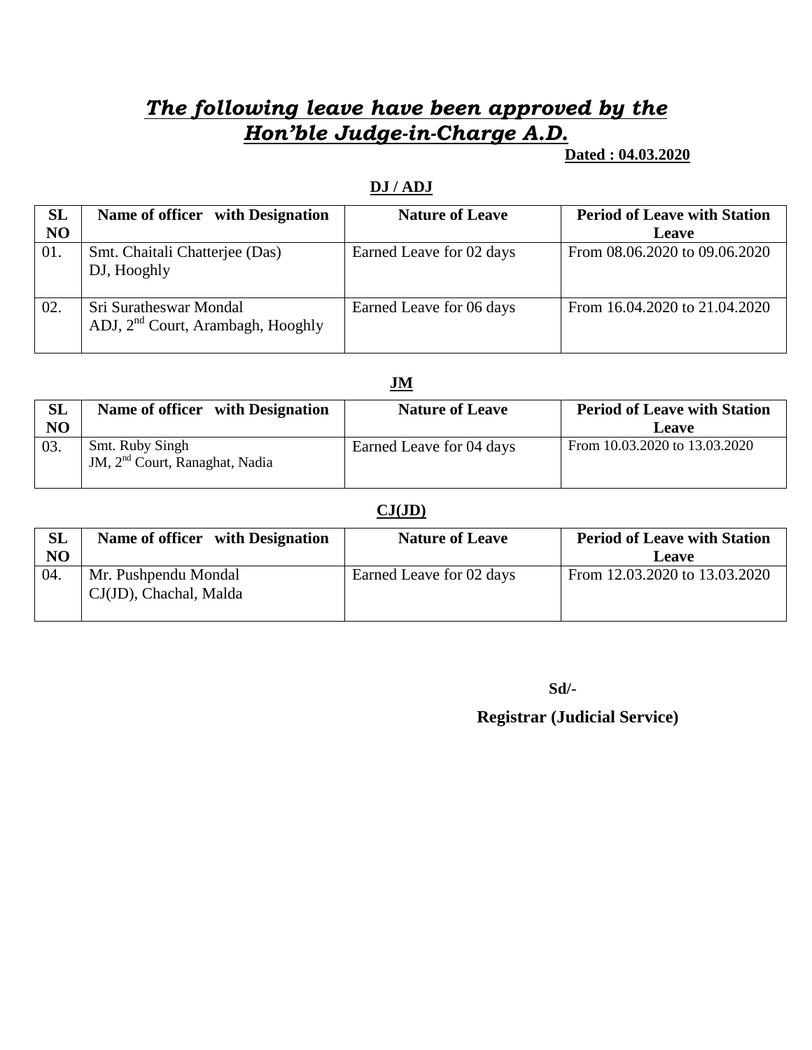# ***The following leave have been approved by the Hon'ble Judge-in-Charge A.D.***

**Dated : 04.03.2020**

**DJ / ADJ**

| SL NO | Name of officer with Designation | Nature of Leave | Period of Leave with Station Leave |
|---|---|---|---|
| 01. | Smt. Chaitali Chatterjee (Das) DJ, Hooghly | Earned Leave for 02 days | From 08.06.2020 to 09.06.2020 |
| 02. | Sri Suratheswar Mondal ADJ, 2nd Court, Arambagh, Hooghly | Earned Leave for 06 days | From 16.04.2020 to 21.04.2020 |

**JM**

| SL NO | Name of officer with Designation | Nature of Leave | Period of Leave with Station Leave |
|---|---|---|---|
| 03. | Smt. Ruby Singh JM, 2nd Court, Ranaghat, Nadia | Earned Leave for 04 days | From 10.03.2020 to 13.03.2020 |

**CJ(JD)**

| SL NO | Name of officer with Designation | Nature of Leave | Period of Leave with Station Leave |
|---|---|---|---|
| 04. | Mr. Pushpendu Mondal CJ(JD), Chachal, Malda | Earned Leave for 02 days | From 12.03.2020 to 13.03.2020 |

**Sd/-**

**Registrar (Judicial Service)**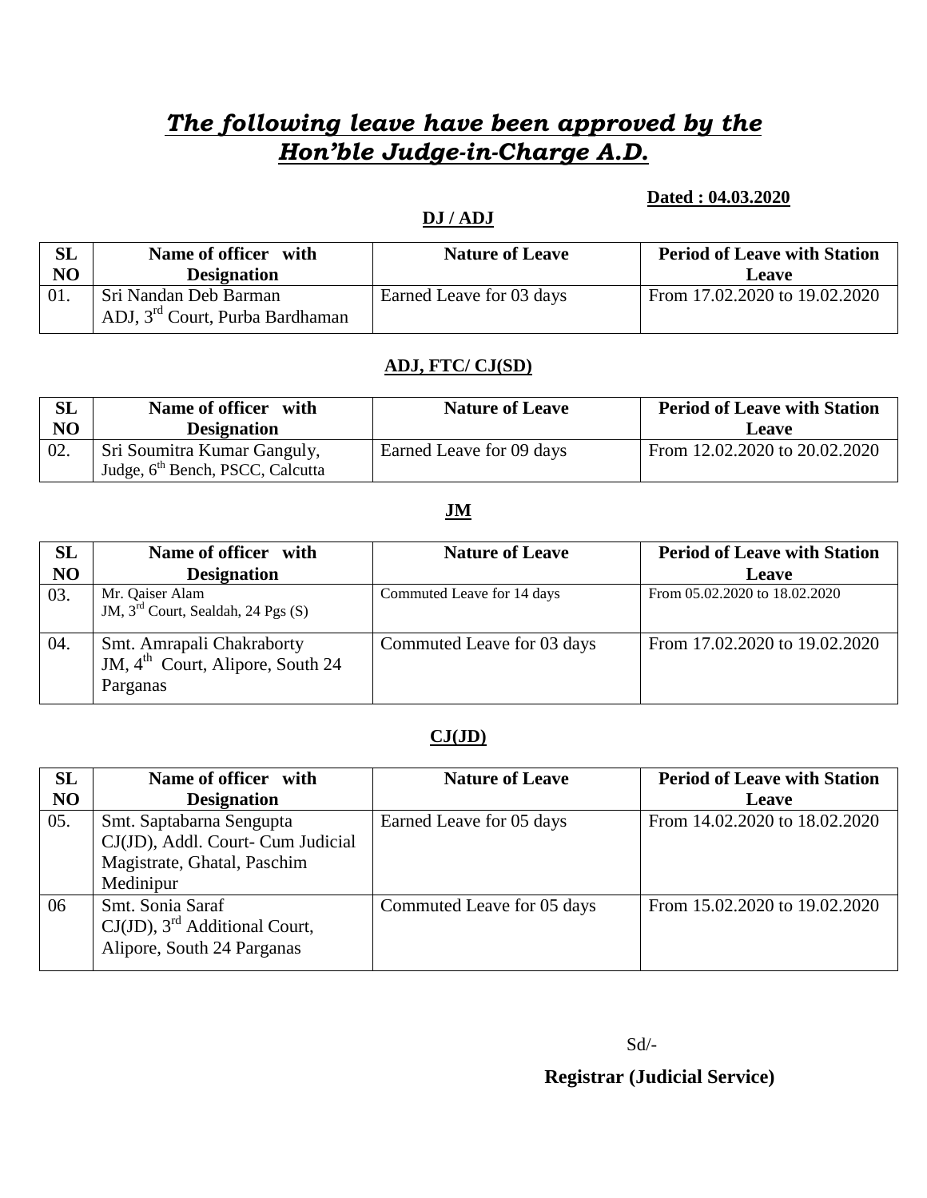# ***The following leave have been approved by the Hon'ble Judge-in-Charge A.D.***

**Dated : 04.03.2020**

**DJ / ADJ**

| SL NO | Name of officer with Designation | Nature of Leave | Period of Leave with Station Leave |
|---|---|---|---|
| 01. | Sri Nandan Deb Barman ADJ, 3rd Court, Purba Bardhaman | Earned Leave for 03 days | From 17.02.2020 to 19.02.2020 |

**ADJ, FTC/ CJ(SD)**

| SL NO | Name of officer with Designation | Nature of Leave | Period of Leave with Station Leave |
|---|---|---|---|
| 02. | Sri Soumitra Kumar Ganguly, Judge, 6th Bench, PSCC, Calcutta | Earned Leave for 09 days | From 12.02.2020 to 20.02.2020 |

**JM**

| SL NO | Name of officer with Designation | Nature of Leave | Period of Leave with Station Leave |
|---|---|---|---|
| 03. | Mr. Qaiser Alam JM, 3rd Court, Sealdah, 24 Pgs (S) | Commuted Leave for 14 days | From 05.02.2020 to 18.02.2020 |
| 04. | Smt. Amrapali Chakraborty JM, 4th Court, Alipore, South 24 Parganas | Commuted Leave for 03 days | From 17.02.2020 to 19.02.2020 |

**CJ(JD)**

| SL NO | Name of officer with Designation | Nature of Leave | Period of Leave with Station Leave |
|---|---|---|---|
| 05. | Smt. Saptabarna Sengupta CJ(JD), Addl. Court- Cum Judicial Magistrate, Ghatal, Paschim Medinipur | Earned Leave for 05 days | From 14.02.2020 to 18.02.2020 |
| 06 | Smt. Sonia Saraf CJ(JD), 3rd Additional Court, Alipore, South 24 Parganas | Commuted Leave for 05 days | From 15.02.2020 to 19.02.2020 |

Sd/-

**Registrar (Judicial Service)**